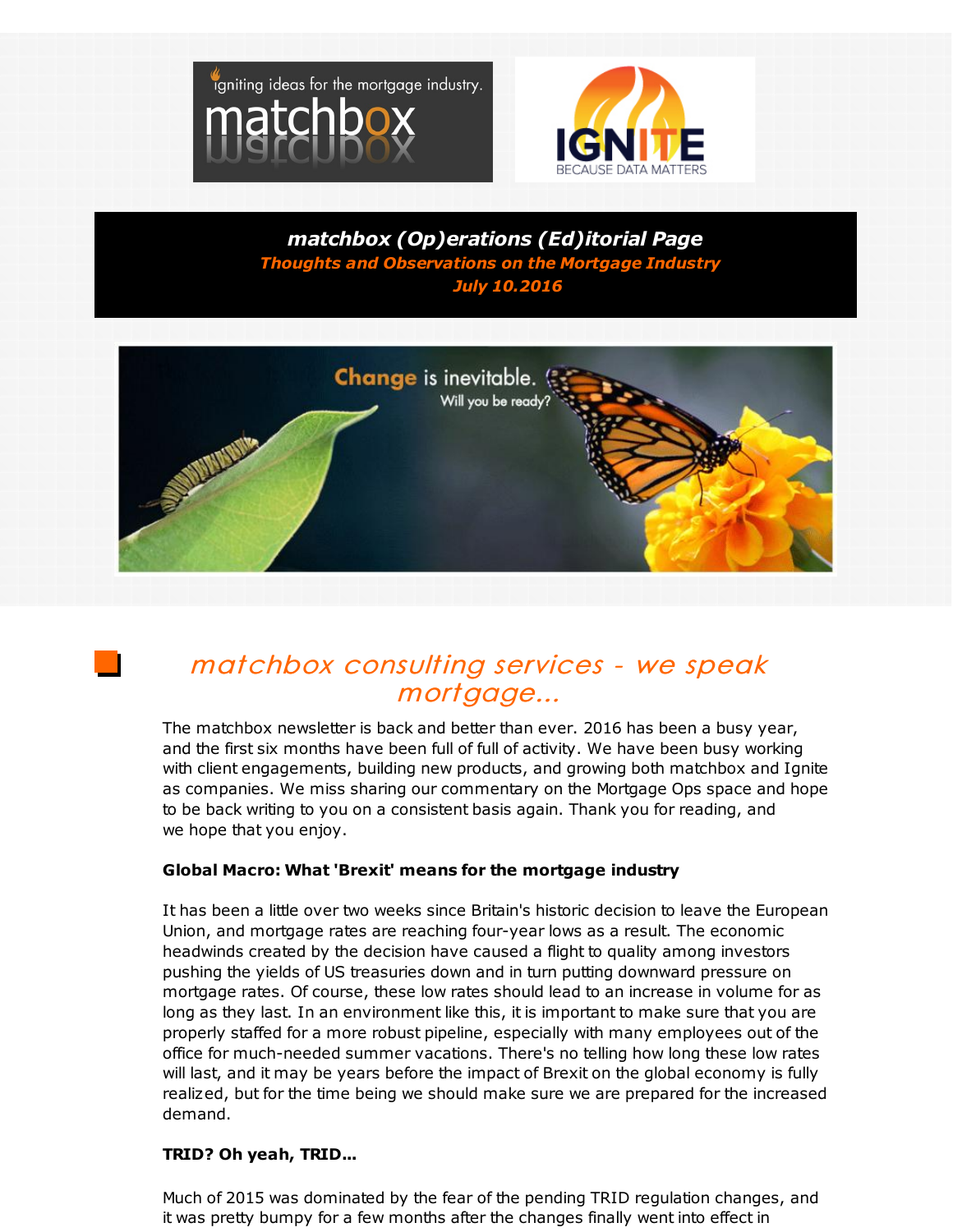**matchbox (Op)erations (Ed)itorial Page**

***Thoughts and Observations on the Mortgage Industry***

***July 10.2016***

# *matchbox consulting services - we speak mortgage...*

The matchbox newsletter is back and better than ever. 2016 has been a busy year, and the first six months have been full of full of activity. We have been busy working with client engagements, building new products, and growing both matchbox and Ignite as companies. We miss sharing our commentary on the Mortgage Ops space and hope to be back writing to you on a consistent basis again. Thank you for reading, and we hope that you enjoy.

**Global Macro: What 'Brexit' means for the mortgage industry**

It has been a little over two weeks since Britain's historic decision to leave the European Union, and mortgage rates are reaching four-year lows as a result. The economic headwinds created by the decision have caused a flight to quality among investors pushing the yields of US treasuries down and in turn putting downward pressure on mortgage rates. Of course, these low rates should lead to an increase in volume for as long as they last. In an environment like this, it is important to make sure that you are properly staffed for a more robust pipeline, especially with many employees out of the office for much-needed summer vacations. There's no telling how long these low rates will last, and it may be years before the impact of Brexit on the global economy is fully realized, but for the time being we should make sure we are prepared for the increased demand.

**TRID? Oh yeah, TRID...**

Much of 2015 was dominated by the fear of the pending TRID regulation changes, and it was pretty bumpy for a few months after the changes finally went into effect in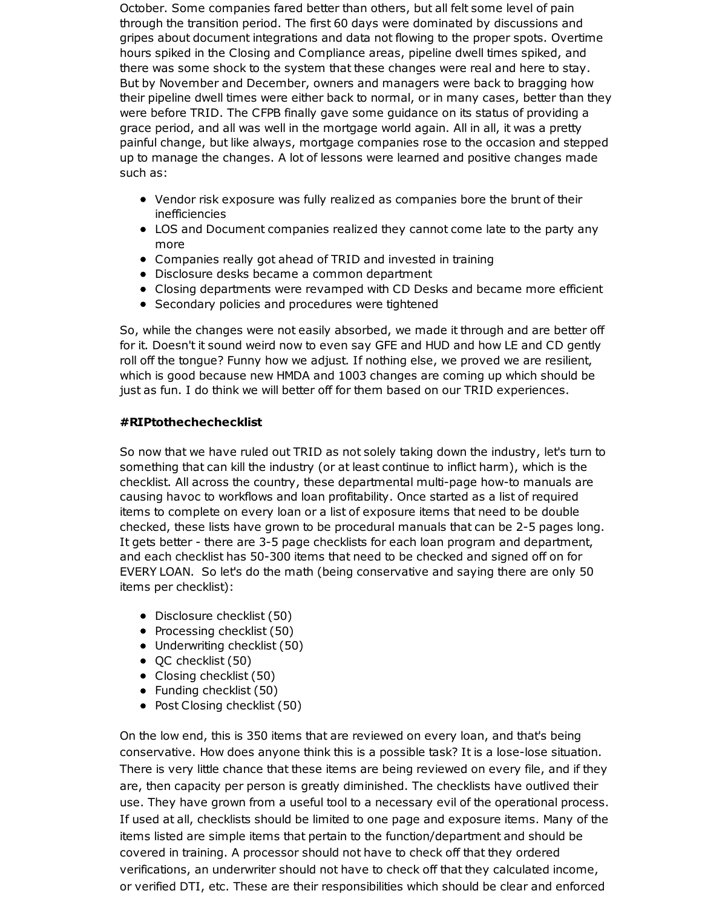October. Some companies fared better than others, but all felt some level of pain through the transition period. The first 60 days were dominated by discussions and gripes about document integrations and data not flowing to the proper spots. Overtime hours spiked in the Closing and Compliance areas, pipeline dwell times spiked, and there was some shock to the system that these changes were real and here to stay. But by November and December, owners and managers were back to bragging how their pipeline dwell times were either back to normal, or in many cases, better than they were before TRID. The CFPB finally gave some guidance on its status of providing a grace period, and all was well in the mortgage world again. All in all, it was a pretty painful change, but like always, mortgage companies rose to the occasion and stepped up to manage the changes. A lot of lessons were learned and positive changes made such as:

- Vendor risk exposure was fully realized as companies bore the brunt of their inefficiencies
- LOS and Document companies realized they cannot come late to the party any more
- Companies really got ahead of TRID and invested in training
- Disclosure desks became a common department
- Closing departments were revamped with CD Desks and became more efficient
- Secondary policies and procedures were tightened

So, while the changes were not easily absorbed, we made it through and are better off for it. Doesn't it sound weird now to even say GFE and HUD and how LE and CD gently roll off the tongue? Funny how we adjust. If nothing else, we proved we are resilient, which is good because new HMDA and 1003 changes are coming up which should be just as fun. I do think we will better off for them based on our TRID experiences.

**#RIPtothechechecklist**

So now that we have ruled out TRID as not solely taking down the industry, let's turn to something that can kill the industry (or at least continue to inflict harm), which is the checklist. All across the country, these departmental multi-page how-to manuals are causing havoc to workflows and loan profitability. Once started as a list of required items to complete on every loan or a list of exposure items that need to be double checked, these lists have grown to be procedural manuals that can be 2-5 pages long. It gets better - there are 3-5 page checklists for each loan program and department, and each checklist has 50-300 items that need to be checked and signed off on for EVERY LOAN. So let's do the math (being conservative and saying there are only 50 items per checklist):

- Disclosure checklist (50)
- Processing checklist (50)
- Underwriting checklist (50)
- QC checklist (50)
- Closing checklist (50)
- Funding checklist (50)
- Post Closing checklist (50)

On the low end, this is 350 items that are reviewed on every loan, and that's being conservative. How does anyone think this is a possible task? It is a lose-lose situation. There is very little chance that these items are being reviewed on every file, and if they are, then capacity per person is greatly diminished. The checklists have outlived their use. They have grown from a useful tool to a necessary evil of the operational process. If used at all, checklists should be limited to one page and exposure items. Many of the items listed are simple items that pertain to the function/department and should be covered in training. A processor should not have to check off that they ordered verifications, an underwriter should not have to check off that they calculated income, or verified DTI, etc. These are their responsibilities which should be clear and enforced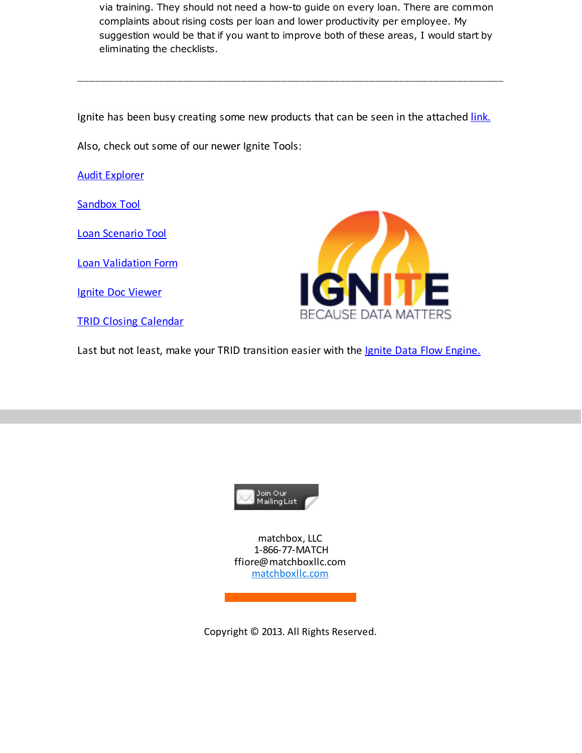via training. They should not need a how-to guide on every loan. There are common complaints about rising costs per loan and lower productivity per employee. My suggestion would be that if you want to improve both of these areas, I would start by eliminating the checklists.

---

Ignite has been busy creating some new products that can be seen in the attached link.

Also, check out some of our newer Ignite Tools:

Audit Explorer

Sandbox Tool

Loan Scenario Tool

Loan Validation Form

Ignite Doc Viewer

TRID Closing Calendar

Last but not least, make your TRID transition easier with the Ignite Data Flow Engine.

Join Our Mailing List

matchbox, LLC
1-866-77-MATCH
ffiore@matchboxllc.com
matchboxllc.com

Copyright © 2013. All Rights Reserved.